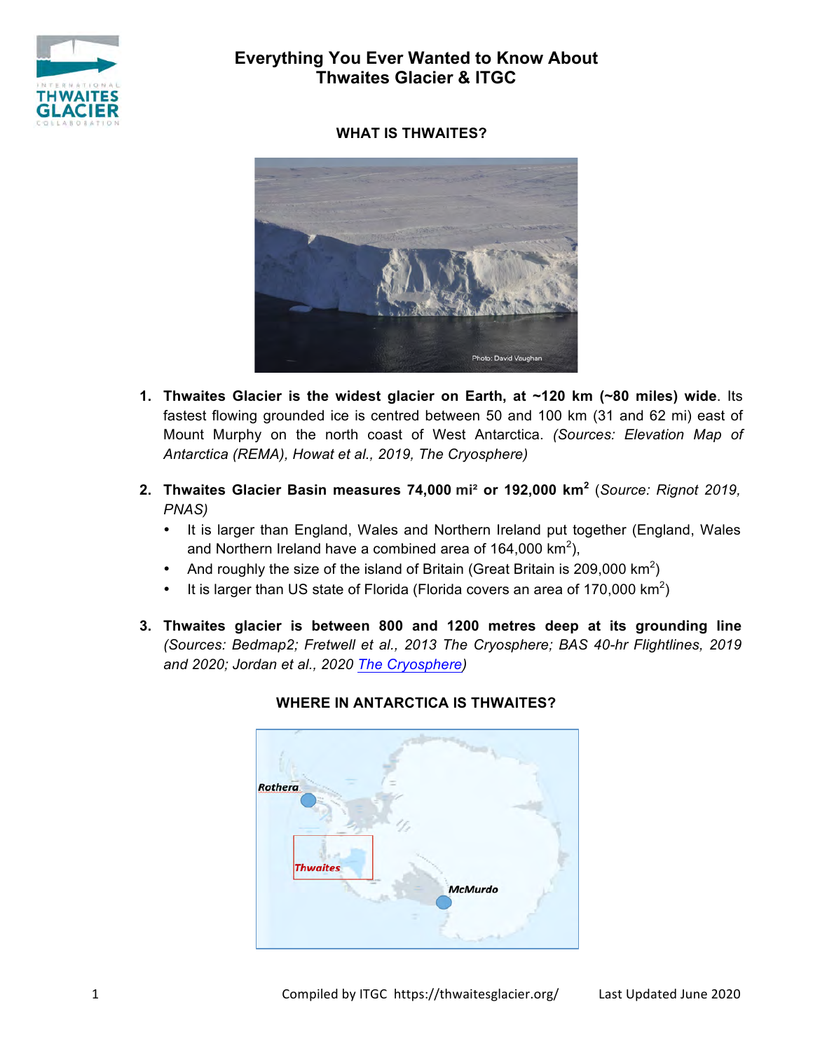# Everything You Ever Wanted to Know About Thwaites Glacier & ITGC

## WHAT IS THWAITES?

1. **Thwaites Glacier is the widest glacier on Earth, at ~120 km (~80 miles) wide**. Its fastest flowing grounded ice is centred between 50 and 100 km (31 and 62 mi) east of Mount Murphy on the north coast of West Antarctica. *(Sources: Elevation Map of Antarctica (REMA), Howat et al., 2019, The Cryosphere)*

2. **Thwaites Glacier Basin measures 74,000 mi² or 192,000 km²** *(Source: Rignot 2019, PNAS)*
   - It is larger than England, Wales and Northern Ireland put together (England, Wales and Northern Ireland have a combined area of 164,000 km²),
   - And roughly the size of the island of Britain (Great Britain is 209,000 km²)
   - It is larger than US state of Florida (Florida covers an area of 170,000 km²)

3. **Thwaites glacier is between 800 and 1200 metres deep at its grounding line** *(Sources: Bedmap2; Fretwell et al., 2013 The Cryosphere; BAS 40-hr Flightlines, 2019 and 2020; Jordan et al., 2020 The Cryosphere)*

## WHERE IN ANTARCTICA IS THWAITES?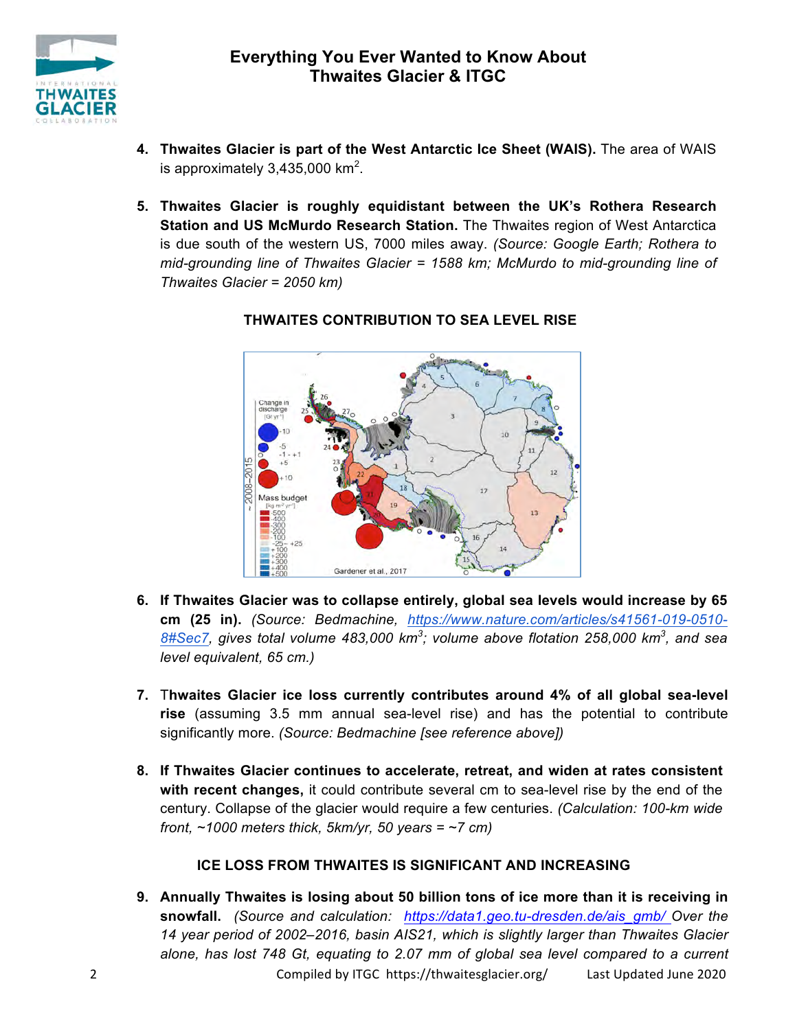4. **Thwaites Glacier is part of the West Antarctic Ice Sheet (WAIS).** The area of WAIS is approximately 3,435,000 km$^2$.

5. **Thwaites Glacier is roughly equidistant between the UK's Rothera Research Station and US McMurdo Research Station.** The Thwaites region of West Antarctica is due south of the western US, 7000 miles away. *(Source: Google Earth; Rothera to mid-grounding line of Thwaites Glacier = 1588 km; McMurdo to mid-grounding line of Thwaites Glacier = 2050 km)*

## THWAITES CONTRIBUTION TO SEA LEVEL RISE

6. **If Thwaites Glacier was to collapse entirely, global sea levels would increase by 65 cm (25 in).** *(Source: Bedmachine, https://www.nature.com/articles/s41561-019-0510-8#Sec7, gives total volume 483,000 km$^3$; volume above flotation 258,000 km$^3$, and sea level equivalent, 65 cm.)*

7. **Thwaites Glacier ice loss currently contributes around 4% of all global sea-level rise** (assuming 3.5 mm annual sea-level rise) and has the potential to contribute significantly more. *(Source: Bedmachine [see reference above])*

8. **If Thwaites Glacier continues to accelerate, retreat, and widen at rates consistent with recent changes,** it could contribute several cm to sea-level rise by the end of the century. Collapse of the glacier would require a few centuries. *(Calculation: 100-km wide front, ~1000 meters thick, 5km/yr, 50 years = ~7 cm)*

## ICE LOSS FROM THWAITES IS SIGNIFICANT AND INCREASING

9. **Annually Thwaites is losing about 50 billion tons of ice more than it is receiving in snowfall.** *(Source and calculation: https://data1.geo.tu-dresden.de/ais_gmb/ Over the 14 year period of 2002–2016, basin AIS21, which is slightly larger than Thwaites Glacier alone, has lost 748 Gt, equating to 2.07 mm of global sea level compared to a current*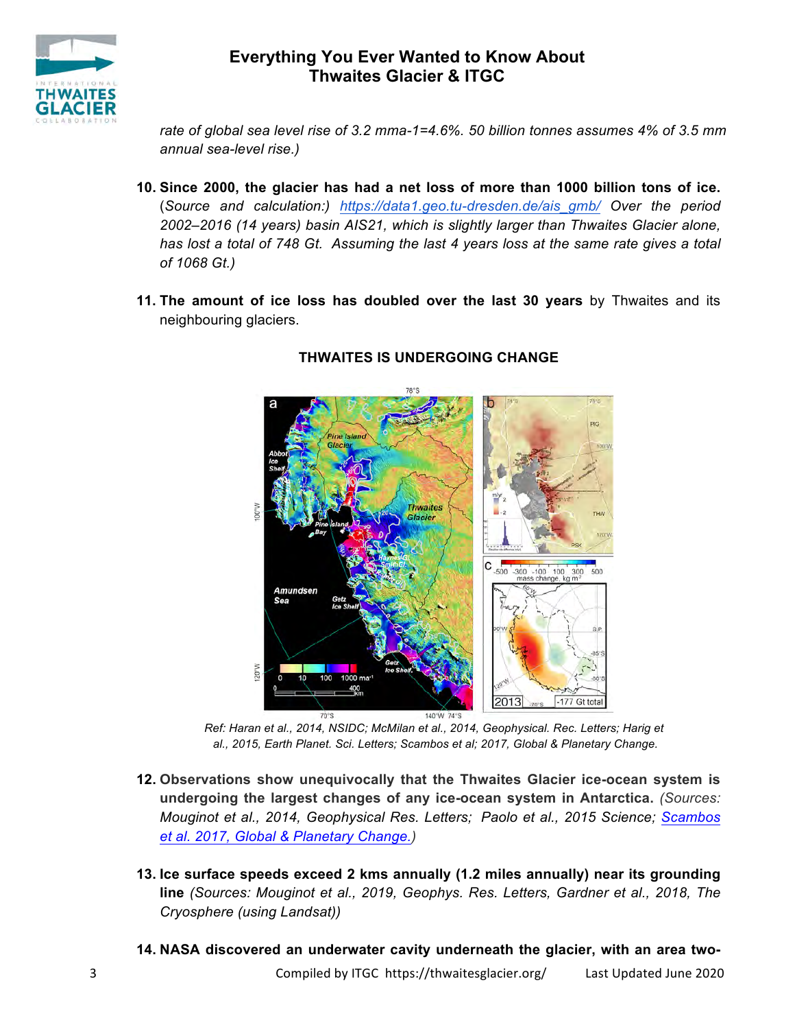*rate of global sea level rise of 3.2 mma-1=4.6%. 50 billion tonnes assumes 4% of 3.5 mm annual sea-level rise.)*

10. **Since 2000, the glacier has had a net loss of more than 1000 billion tons of ice.** (*Source and calculation:) [https://data1.geo.tu-dresden.de/ais_gmb/](https://data1.geo.tu-dresden.de/ais_gmb/) Over the period 2002–2016 (14 years) basin AIS21, which is slightly larger than Thwaites Glacier alone, has lost a total of 748 Gt. Assuming the last 4 years loss at the same rate gives a total of 1068 Gt.)*

11. **The amount of ice loss has doubled over the last 30 years** by Thwaites and its neighbouring glaciers.

**THWAITES IS UNDERGOING CHANGE**

*Ref: Haran et al., 2014, NSIDC; McMilan et al., 2014, Geophysical. Rec. Letters; Harig et al., 2015, Earth Planet. Sci. Letters; Scambos et al; 2017, Global & Planetary Change.*

12. **Observations show unequivocally that the Thwaites Glacier ice-ocean system is undergoing the largest changes of any ice-ocean system in Antarctica.** *(Sources: Mouginot et al., 2014, Geophysical Res. Letters; Paolo et al., 2015 Science; Scambos et al. 2017, Global & Planetary Change.)*

13. **Ice surface speeds exceed 2 kms annually (1.2 miles annually) near its grounding line** *(Sources: Mouginot et al., 2019, Geophys. Res. Letters, Gardner et al., 2018, The Cryosphere (using Landsat))*

14. **NASA discovered an underwater cavity underneath the glacier, with an area two-**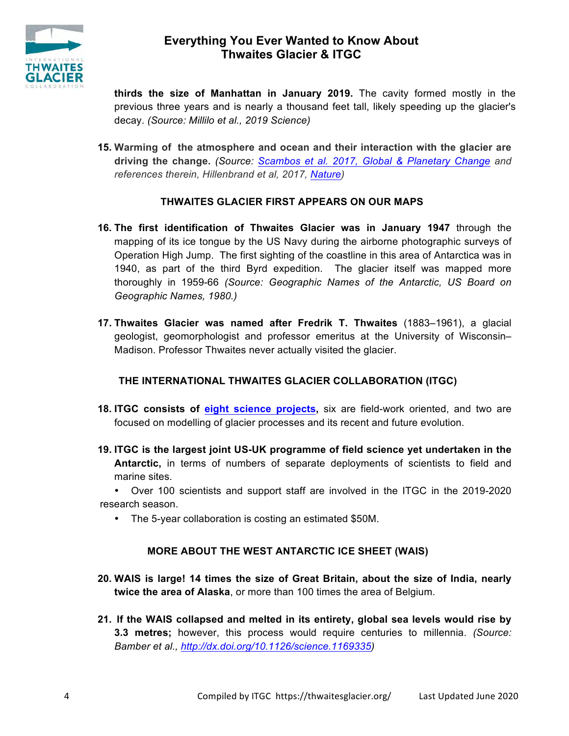**thirds the size of Manhattan in January 2019.** The cavity formed mostly in the previous three years and is nearly a thousand feet tall, likely speeding up the glacier's decay. *(Source: Millillo et al., 2019 Science)*

15. **Warming of the atmosphere and ocean and their interaction with the glacier are driving the change.** *(Source: Scambos et al. 2017, Global & Planetary Change and references therein, Hillenbrand et al, 2017, Nature)*

### THWAITES GLACIER FIRST APPEARS ON OUR MAPS

16. **The first identification of Thwaites Glacier was in January 1947** through the mapping of its ice tongue by the US Navy during the airborne photographic surveys of Operation High Jump. The first sighting of the coastline in this area of Antarctica was in 1940, as part of the third Byrd expedition. The glacier itself was mapped more thoroughly in 1959-66 *(Source: Geographic Names of the Antarctic, US Board on Geographic Names, 1980.)*

17. **Thwaites Glacier was named after Fredrik T. Thwaites** (1883–1961), a glacial geologist, geomorphologist and professor emeritus at the University of Wisconsin–Madison. Professor Thwaites never actually visited the glacier.

### THE INTERNATIONAL THWAITES GLACIER COLLABORATION (ITGC)

18. **ITGC consists of eight science projects,** six are field-work oriented, and two are focused on modelling of glacier processes and its recent and future evolution.

19. **ITGC is the largest joint US-UK programme of field science yet undertaken in the Antarctic,** in terms of numbers of separate deployments of scientists to field and marine sites.
    - Over 100 scientists and support staff are involved in the ITGC in the 2019-2020 research season.
    - The 5-year collaboration is costing an estimated $50M.

### MORE ABOUT THE WEST ANTARCTIC ICE SHEET (WAIS)

20. **WAIS is large! 14 times the size of Great Britain, about the size of India, nearly twice the area of Alaska**, or more than 100 times the area of Belgium.

21. **If the WAIS collapsed and melted in its entirety, global sea levels would rise by 3.3 metres;** however, this process would require centuries to millennia. *(Source: Bamber et al., http://dx.doi.org/10.1126/science.1169335)*